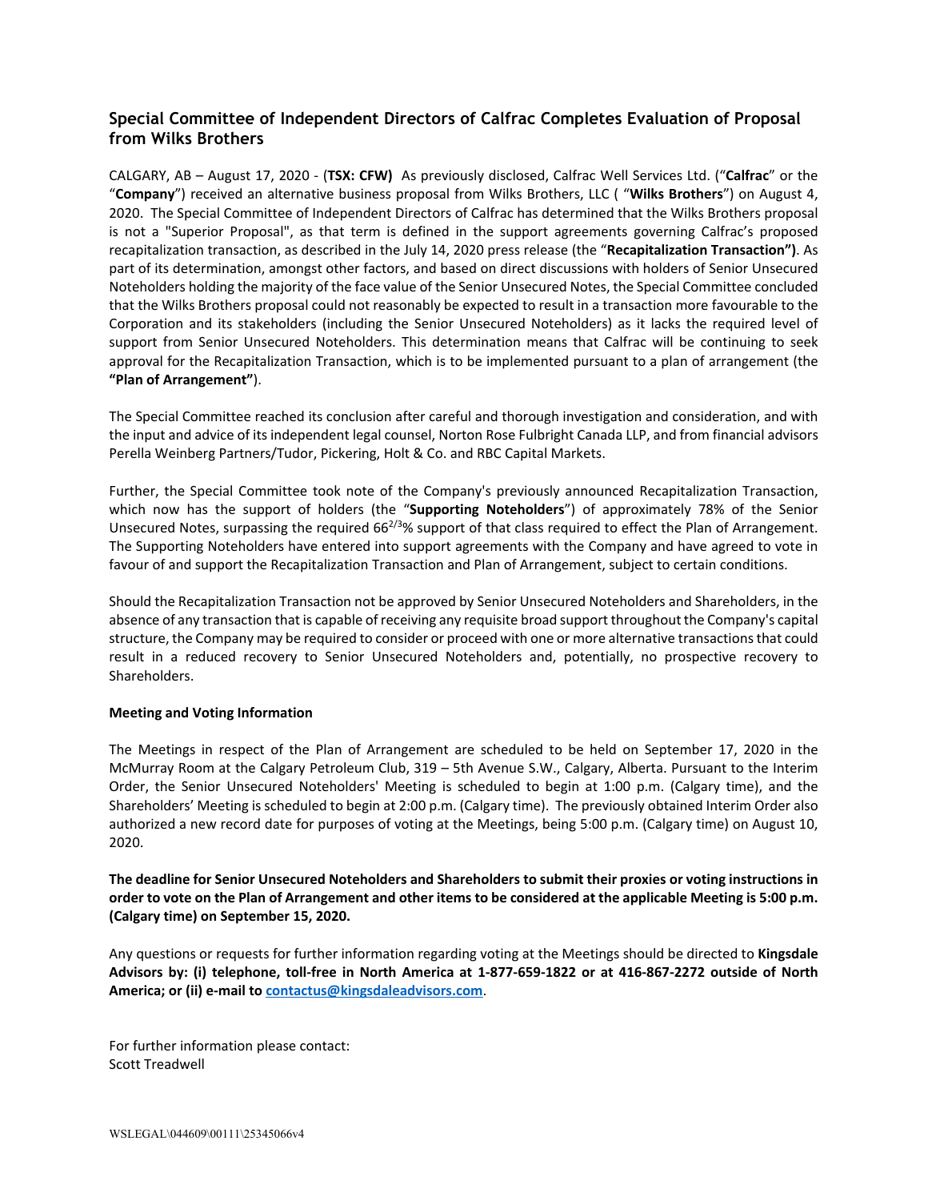# Special Committee of Independent Directors of Calfrac Completes Evaluation of Proposal from Wilks Brothers

CALGARY, AB – August 17, 2020 - (**TSX: CFW**) As previously disclosed, Calfrac Well Services Ltd. ("**Calfrac**" or the "**Company**") received an alternative business proposal from Wilks Brothers, LLC ( "**Wilks Brothers**") on August 4, 2020. The Special Committee of Independent Directors of Calfrac has determined that the Wilks Brothers proposal is not a "Superior Proposal", as that term is defined in the support agreements governing Calfrac's proposed recapitalization transaction, as described in the July 14, 2020 press release (the "**Recapitalization Transaction")**. As part of its determination, amongst other factors, and based on direct discussions with holders of Senior Unsecured Noteholders holding the majority of the face value of the Senior Unsecured Notes, the Special Committee concluded that the Wilks Brothers proposal could not reasonably be expected to result in a transaction more favourable to the Corporation and its stakeholders (including the Senior Unsecured Noteholders) as it lacks the required level of support from Senior Unsecured Noteholders. This determination means that Calfrac will be continuing to seek approval for the Recapitalization Transaction, which is to be implemented pursuant to a plan of arrangement (the **"Plan of Arrangement"**).

The Special Committee reached its conclusion after careful and thorough investigation and consideration, and with the input and advice of its independent legal counsel, Norton Rose Fulbright Canada LLP, and from financial advisors Perella Weinberg Partners/Tudor, Pickering, Holt & Co. and RBC Capital Markets.

Further, the Special Committee took note of the Company's previously announced Recapitalization Transaction, which now has the support of holders (the "**Supporting Noteholders**") of approximately 78% of the Senior Unsecured Notes, surpassing the required $66^{2/3}$% support of that class required to effect the Plan of Arrangement. The Supporting Noteholders have entered into support agreements with the Company and have agreed to vote in favour of and support the Recapitalization Transaction and Plan of Arrangement, subject to certain conditions.

Should the Recapitalization Transaction not be approved by Senior Unsecured Noteholders and Shareholders, in the absence of any transaction that is capable of receiving any requisite broad support throughout the Company's capital structure, the Company may be required to consider or proceed with one or more alternative transactions that could result in a reduced recovery to Senior Unsecured Noteholders and, potentially, no prospective recovery to Shareholders.

**Meeting and Voting Information**

The Meetings in respect of the Plan of Arrangement are scheduled to be held on September 17, 2020 in the McMurray Room at the Calgary Petroleum Club, 319 – 5th Avenue S.W., Calgary, Alberta. Pursuant to the Interim Order, the Senior Unsecured Noteholders' Meeting is scheduled to begin at 1:00 p.m. (Calgary time), and the Shareholders' Meeting is scheduled to begin at 2:00 p.m. (Calgary time). The previously obtained Interim Order also authorized a new record date for purposes of voting at the Meetings, being 5:00 p.m. (Calgary time) on August 10, 2020.

**The deadline for Senior Unsecured Noteholders and Shareholders to submit their proxies or voting instructions in order to vote on the Plan of Arrangement and other items to be considered at the applicable Meeting is 5:00 p.m. (Calgary time) on September 15, 2020.**

Any questions or requests for further information regarding voting at the Meetings should be directed to **Kingsdale Advisors by: (i) telephone, toll-free in North America at 1-877-659-1822 or at 416-867-2272 outside of North America; or (ii) e-mail to contactus@kingsdaleadvisors.com**.

For further information please contact:
Scott Treadwell

WSLEGAL\044609\00111\25345066v4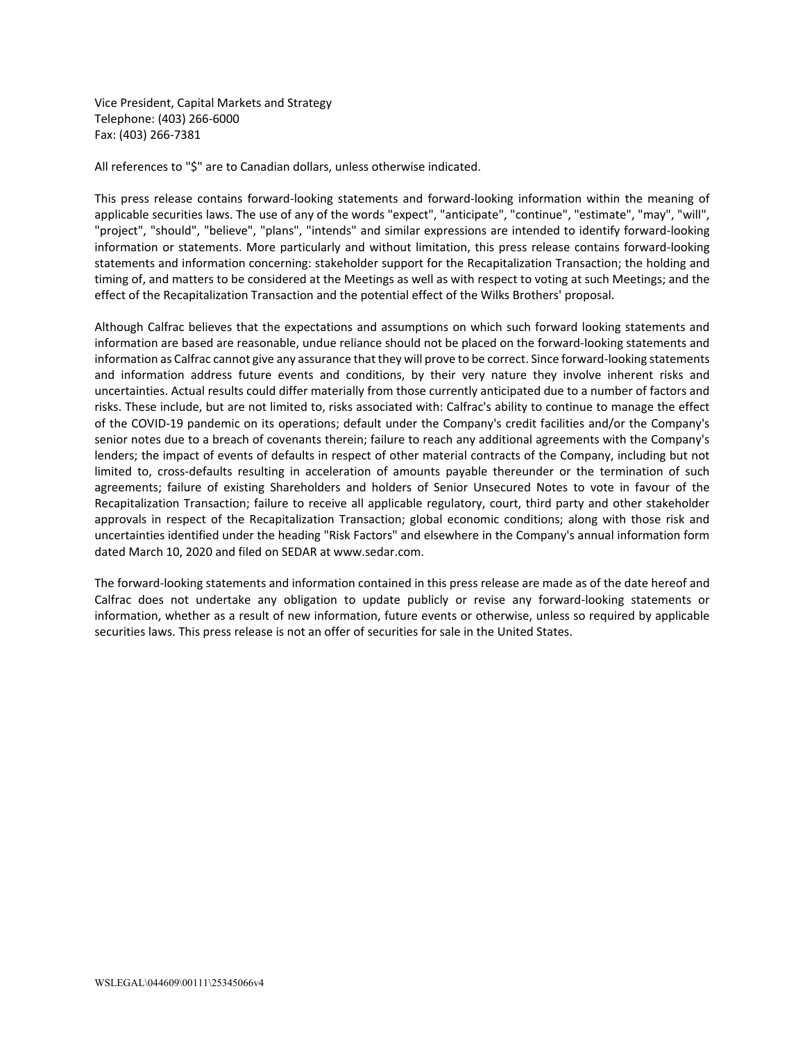Vice President, Capital Markets and Strategy
Telephone: (403) 266-6000
Fax: (403) 266-7381

All references to "$" are to Canadian dollars, unless otherwise indicated.

This press release contains forward-looking statements and forward-looking information within the meaning of applicable securities laws. The use of any of the words "expect", "anticipate", "continue", "estimate", "may", "will", "project", "should", "believe", "plans", "intends" and similar expressions are intended to identify forward-looking information or statements. More particularly and without limitation, this press release contains forward-looking statements and information concerning: stakeholder support for the Recapitalization Transaction; the holding and timing of, and matters to be considered at the Meetings as well as with respect to voting at such Meetings; and the effect of the Recapitalization Transaction and the potential effect of the Wilks Brothers' proposal.

Although Calfrac believes that the expectations and assumptions on which such forward looking statements and information are based are reasonable, undue reliance should not be placed on the forward-looking statements and information as Calfrac cannot give any assurance that they will prove to be correct. Since forward-looking statements and information address future events and conditions, by their very nature they involve inherent risks and uncertainties. Actual results could differ materially from those currently anticipated due to a number of factors and risks. These include, but are not limited to, risks associated with: Calfrac's ability to continue to manage the effect of the COVID-19 pandemic on its operations; default under the Company's credit facilities and/or the Company's senior notes due to a breach of covenants therein; failure to reach any additional agreements with the Company's lenders; the impact of events of defaults in respect of other material contracts of the Company, including but not limited to, cross-defaults resulting in acceleration of amounts payable thereunder or the termination of such agreements; failure of existing Shareholders and holders of Senior Unsecured Notes to vote in favour of the Recapitalization Transaction; failure to receive all applicable regulatory, court, third party and other stakeholder approvals in respect of the Recapitalization Transaction; global economic conditions; along with those risk and uncertainties identified under the heading "Risk Factors" and elsewhere in the Company's annual information form dated March 10, 2020 and filed on SEDAR at www.sedar.com.

The forward-looking statements and information contained in this press release are made as of the date hereof and Calfrac does not undertake any obligation to update publicly or revise any forward-looking statements or information, whether as a result of new information, future events or otherwise, unless so required by applicable securities laws. This press release is not an offer of securities for sale in the United States.

WSLEGAL\044609\00111\25345066v4